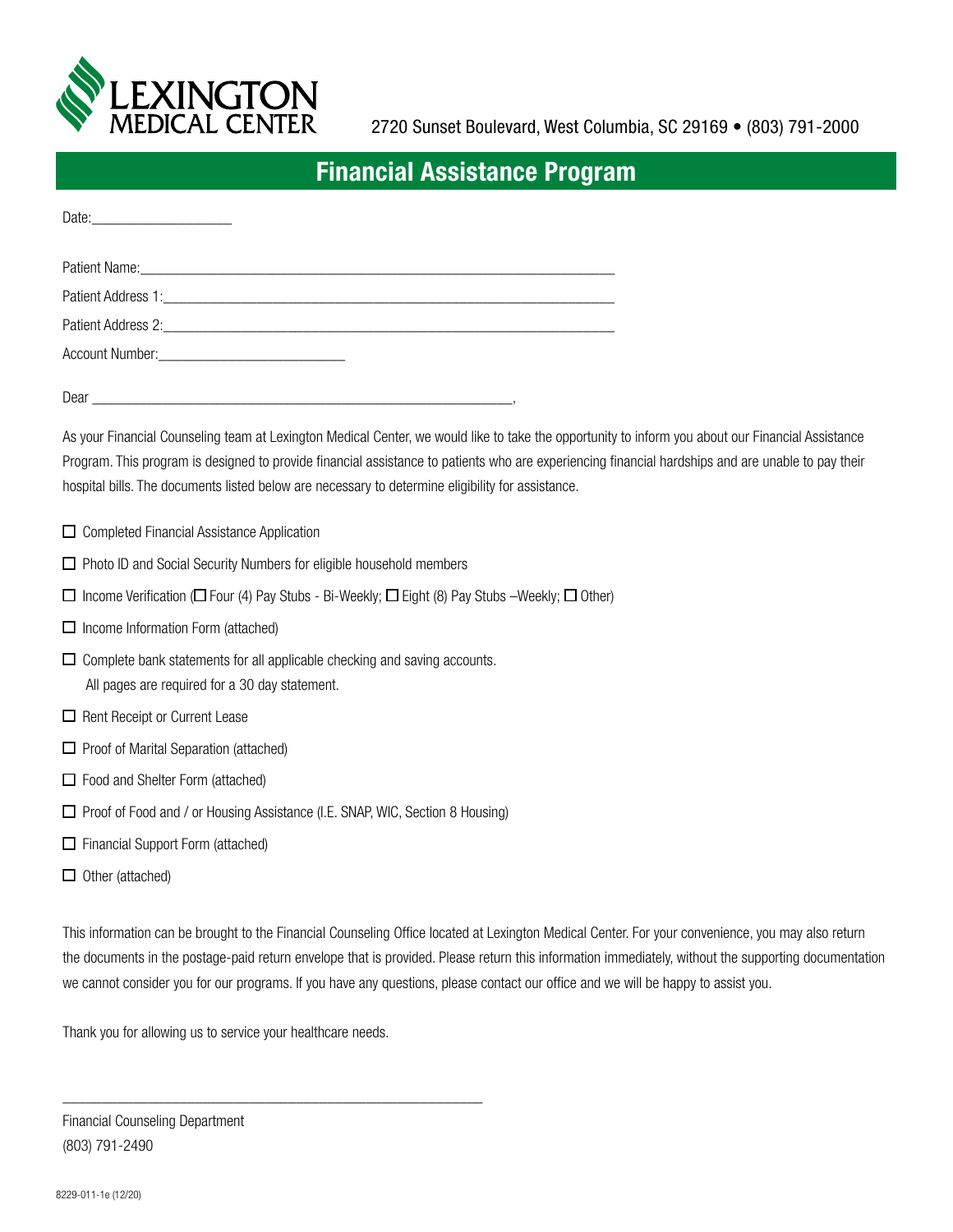LEXINGTON MEDICAL CENTER

2720 Sunset Boulevard, West Columbia, SC 29169 • (803) 791-2000

# Financial Assistance Program

Date:___________________

Patient Name:_________________________________________________________________

Patient Address 1:_____________________________________________________________

Patient Address 2:_____________________________________________________________

Account Number:_________________________

Dear ___________________________________________________________,

As your Financial Counseling team at Lexington Medical Center, we would like to take the opportunity to inform you about our Financial Assistance Program. This program is designed to provide financial assistance to patients who are experiencing financial hardships and are unable to pay their hospital bills. The documents listed below are necessary to determine eligibility for assistance.

- ☐ Completed Financial Assistance Application
- ☐ Photo ID and Social Security Numbers for eligible household members
- ☐ Income Verification (☐ Four (4) Pay Stubs - Bi-Weekly; ☐ Eight (8) Pay Stubs –Weekly; ☐ Other)
- ☐ Income Information Form (attached)
- ☐ Complete bank statements for all applicable checking and saving accounts. All pages are required for a 30 day statement.
- ☐ Rent Receipt or Current Lease
- ☐ Proof of Marital Separation (attached)
- ☐ Food and Shelter Form (attached)
- ☐ Proof of Food and / or Housing Assistance (I.E. SNAP, WIC, Section 8 Housing)
- ☐ Financial Support Form (attached)
- ☐ Other (attached)

This information can be brought to the Financial Counseling Office located at Lexington Medical Center. For your convenience, you may also return the documents in the postage-paid return envelope that is provided. Please return this information immediately, without the supporting documentation we cannot consider you for our programs. If you have any questions, please contact our office and we will be happy to assist you.

Thank you for allowing us to service your healthcare needs.

___________________________________________________________

Financial Counseling Department

(803) 791-2490

8229-011-1e (12/20)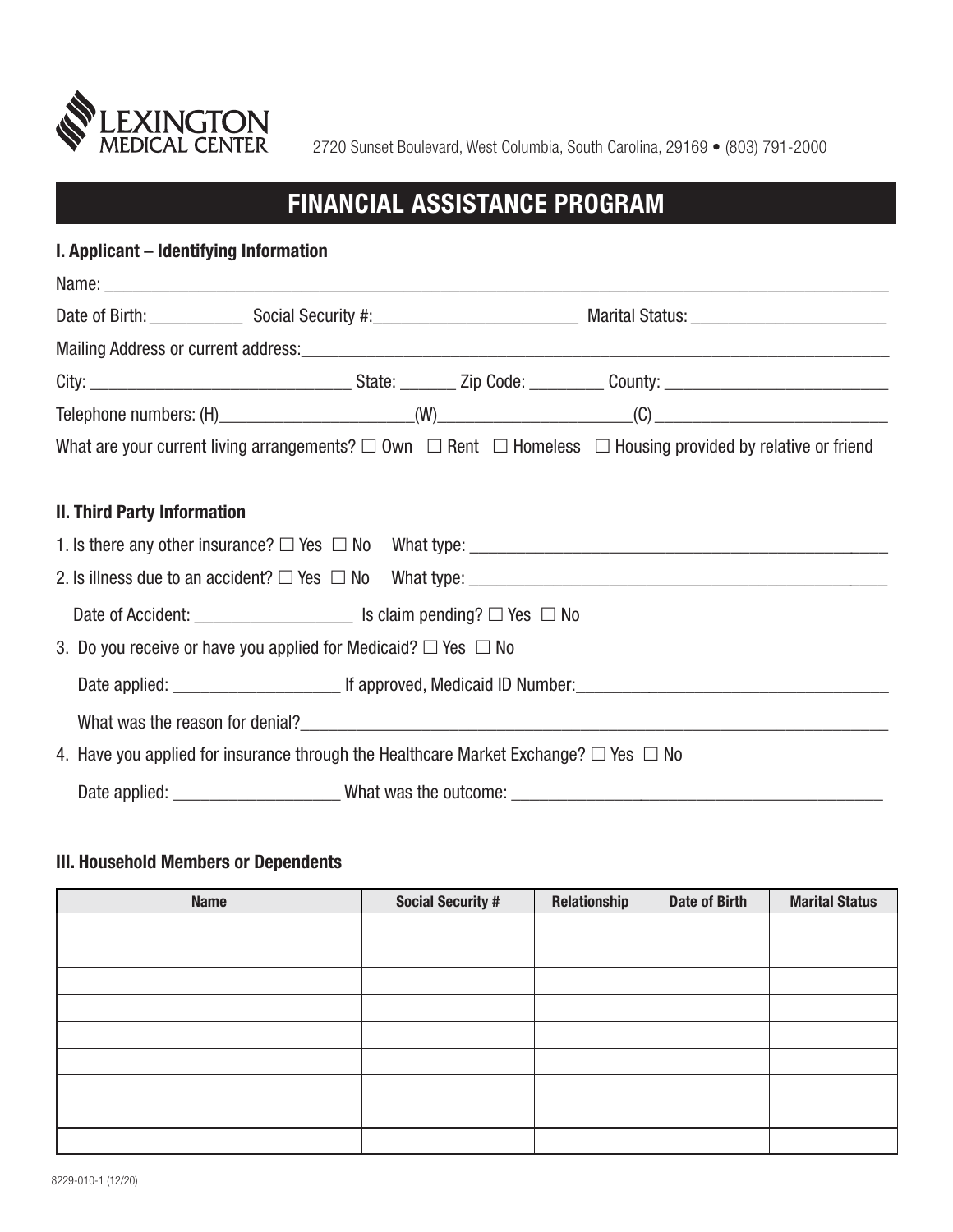LEXINGTON MEDICAL CENTER

2720 Sunset Boulevard, West Columbia, South Carolina, 29169 • (803) 791-2000

# FINANCIAL ASSISTANCE PROGRAM

### I. Applicant – Identifying Information

Name: ___________________________________________________________________________

Date of Birth: ___________ Social Security #: ________________________ Marital Status: ______________________

Mailing Address or current address: ___________________________________________________________

City: ______________________________ State: _______ Zip Code: _________ County: __________________________

Telephone numbers: (H)______________________(W)______________________(C) ___________________________

What are your current living arrangements? ☐ Own ☐ Rent ☐ Homeless ☐ Housing provided by relative or friend

### II. Third Party Information

1. Is there any other insurance? ☐ Yes ☐ No What type: ______________________________________________
2. Is illness due to an accident? ☐ Yes ☐ No What type: ______________________________________________

   Date of Accident: __________________ Is claim pending? ☐ Yes ☐ No
3. Do you receive or have you applied for Medicaid? ☐ Yes ☐ No

   Date applied: ___________________ If approved, Medicaid ID Number: ___________________________________

   What was the reason for denial? _____________________________________________________________
4. Have you applied for insurance through the Healthcare Market Exchange? ☐ Yes ☐ No

   Date applied: ___________________ What was the outcome: ____________________________________________

### III. Household Members or Dependents

| Name | Social Security # | Relationship | Date of Birth | Marital Status |
| --- | --- | --- | --- | --- |
| | | | | |
| | | | | |
| | | | | |
| | | | | |
| | | | | |
| | | | | |
| | | | | |
| | | | | |
| | | | | |

8229-010-1 (12/20)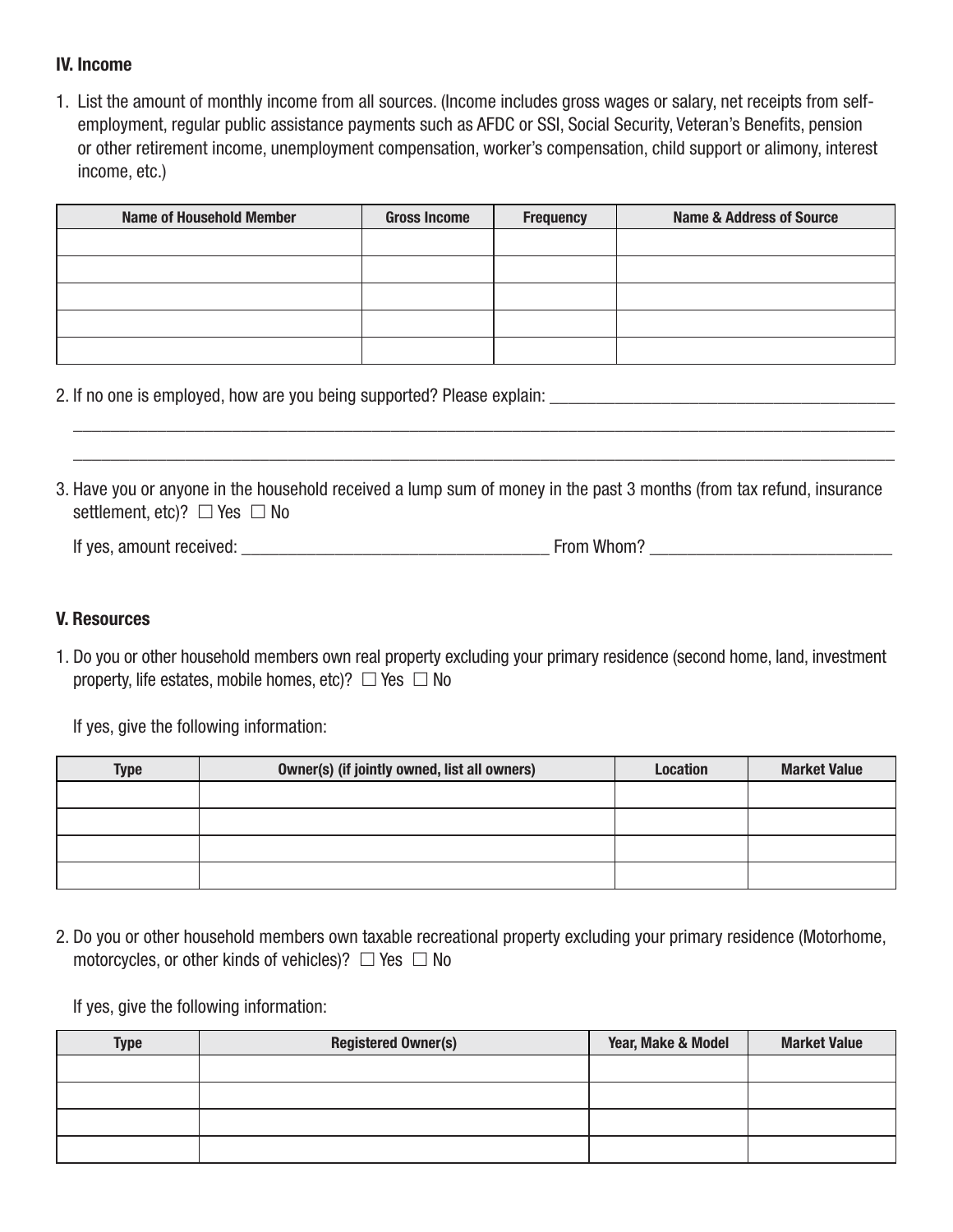### IV. Income

1. List the amount of monthly income from all sources. (Income includes gross wages or salary, net receipts from self-employment, regular public assistance payments such as AFDC or SSI, Social Security, Veteran's Benefits, pension or other retirement income, unemployment compensation, worker's compensation, child support or alimony, interest income, etc.)

| Name of Household Member | Gross Income | Frequency | Name & Address of Source |
|---|---|---|---|
| | | | |
| | | | |
| | | | |
| | | | |
| | | | |

2. If no one is employed, how are you being supported? Please explain: ______________________________________

_______________________________________________________________________________

_______________________________________________________________________________

3. Have you or anyone in the household received a lump sum of money in the past 3 months (from tax refund, insurance settlement, etc)? ☐ Yes ☐ No

   If yes, amount received: ______________________________ From Whom? ________________________

### V. Resources

1. Do you or other household members own real property excluding your primary residence (second home, land, investment property, life estates, mobile homes, etc)? ☐ Yes ☐ No

   If yes, give the following information:

| Type | Owner(s) (if jointly owned, list all owners) | Location | Market Value |
|---|---|---|---|
| | | | |
| | | | |
| | | | |
| | | | |

2. Do you or other household members own taxable recreational property excluding your primary residence (Motorhome, motorcycles, or other kinds of vehicles)? ☐ Yes ☐ No

   If yes, give the following information:

| Type | Registered Owner(s) | Year, Make & Model | Market Value |
|---|---|---|---|
| | | | |
| | | | |
| | | | |
| | | | |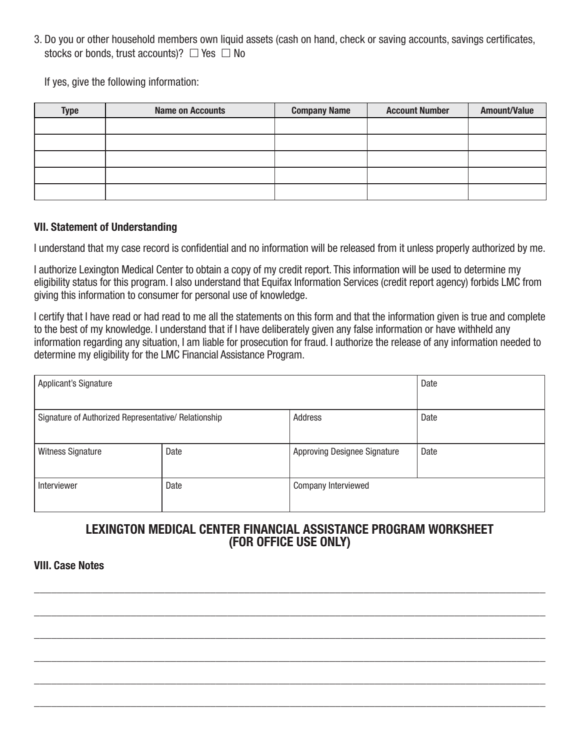3. Do you or other household members own liquid assets (cash on hand, check or saving accounts, savings certificates, stocks or bonds, trust accounts)? ☐ Yes ☐ No

If yes, give the following information:

| Type | Name on Accounts | Company Name | Account Number | Amount/Value |
|---|---|---|---|---|
| | | | | |
| | | | | |
| | | | | |
| | | | | |
| | | | | |

### VII. Statement of Understanding

I understand that my case record is confidential and no information will be released from it unless properly authorized by me.

I authorize Lexington Medical Center to obtain a copy of my credit report. This information will be used to determine my eligibility status for this program. I also understand that Equifax Information Services (credit report agency) forbids LMC from giving this information to consumer for personal use of knowledge.

I certify that I have read or had read to me all the statements on this form and that the information given is true and complete to the best of my knowledge. I understand that if I have deliberately given any false information or have withheld any information regarding any situation, I am liable for prosecution for fraud. I authorize the release of any information needed to determine my eligibility for the LMC Financial Assistance Program.

| | | | |
|---|---|---|---|
| Applicant's Signature | | | Date |
| Signature of Authorized Representative/ Relationship | | Address | Date |
| Witness Signature | Date | Approving Designee Signature | Date |
| Interviewer | Date | Company Interviewed | |

## LEXINGTON MEDICAL CENTER FINANCIAL ASSISTANCE PROGRAM WORKSHEET (FOR OFFICE USE ONLY)

### VIII. Case Notes

\_\_\_\_\_\_\_\_\_\_\_\_\_\_\_\_\_\_\_\_\_\_\_\_\_\_\_\_\_\_\_\_\_\_\_\_\_\_\_\_\_\_\_\_\_\_\_\_\_\_\_\_\_\_\_\_\_\_\_\_\_\_\_\_\_\_\_\_\_\_\_\_\_\_\_\_

\_\_\_\_\_\_\_\_\_\_\_\_\_\_\_\_\_\_\_\_\_\_\_\_\_\_\_\_\_\_\_\_\_\_\_\_\_\_\_\_\_\_\_\_\_\_\_\_\_\_\_\_\_\_\_\_\_\_\_\_\_\_\_\_\_\_\_\_\_\_\_\_\_\_\_\_

\_\_\_\_\_\_\_\_\_\_\_\_\_\_\_\_\_\_\_\_\_\_\_\_\_\_\_\_\_\_\_\_\_\_\_\_\_\_\_\_\_\_\_\_\_\_\_\_\_\_\_\_\_\_\_\_\_\_\_\_\_\_\_\_\_\_\_\_\_\_\_\_\_\_\_\_

\_\_\_\_\_\_\_\_\_\_\_\_\_\_\_\_\_\_\_\_\_\_\_\_\_\_\_\_\_\_\_\_\_\_\_\_\_\_\_\_\_\_\_\_\_\_\_\_\_\_\_\_\_\_\_\_\_\_\_\_\_\_\_\_\_\_\_\_\_\_\_\_\_\_\_\_

\_\_\_\_\_\_\_\_\_\_\_\_\_\_\_\_\_\_\_\_\_\_\_\_\_\_\_\_\_\_\_\_\_\_\_\_\_\_\_\_\_\_\_\_\_\_\_\_\_\_\_\_\_\_\_\_\_\_\_\_\_\_\_\_\_\_\_\_\_\_\_\_\_\_\_\_

\_\_\_\_\_\_\_\_\_\_\_\_\_\_\_\_\_\_\_\_\_\_\_\_\_\_\_\_\_\_\_\_\_\_\_\_\_\_\_\_\_\_\_\_\_\_\_\_\_\_\_\_\_\_\_\_\_\_\_\_\_\_\_\_\_\_\_\_\_\_\_\_\_\_\_\_